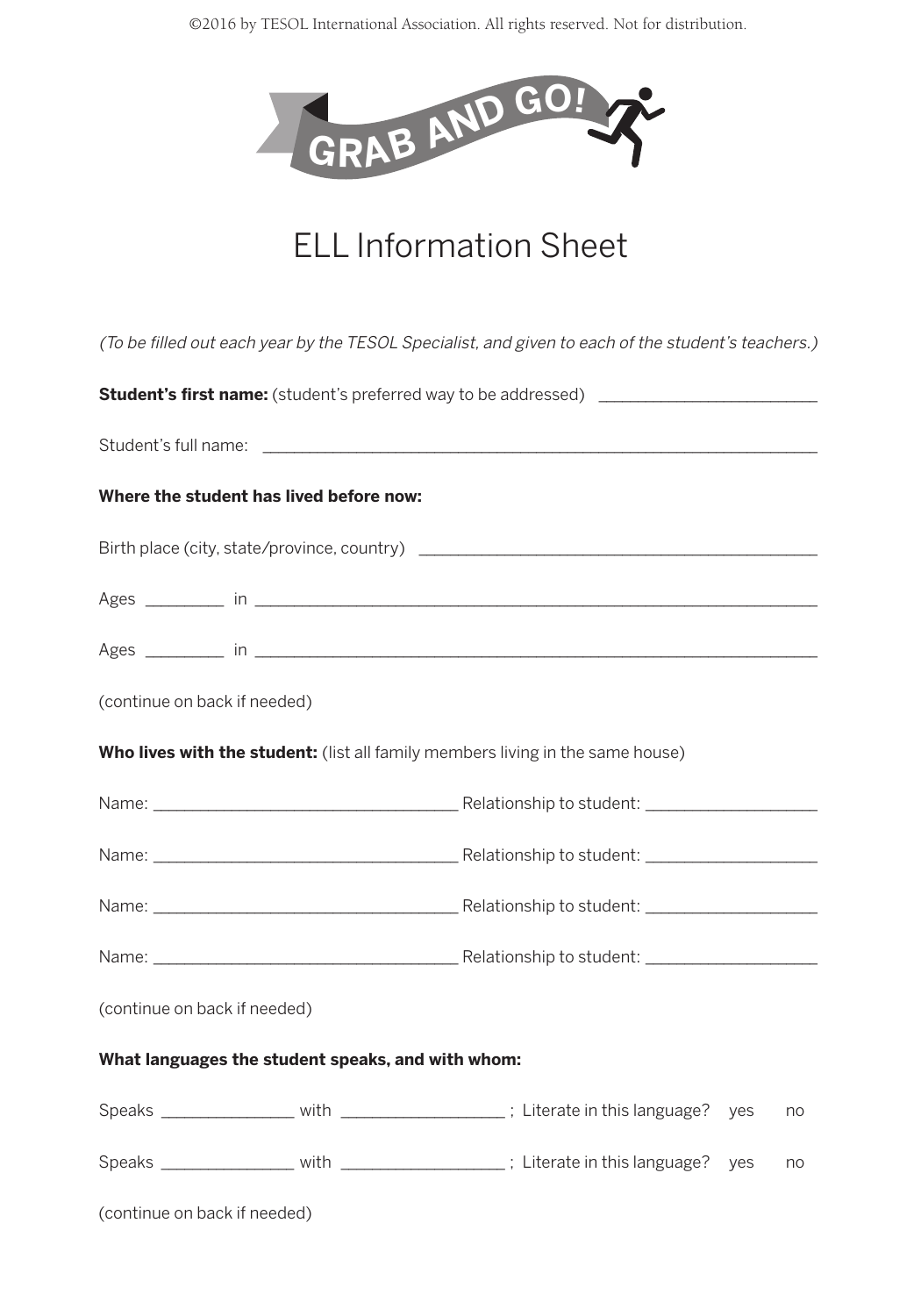GRAB AND GO!

# ELL Information Sheet

*(To be filled out each year by the TESOL Specialist, and given to each of the student's teachers.)*

**Student's first name:** (student's preferred way to be addressed) ________________________

Student's full name: ______________________________________________________________

**Where the student has lived before now:**

Birth place (city, state/province, country) ____________________________________________

Ages ________ in ________________________________________________________________

Ages ________ in ________________________________________________________________

(continue on back if needed)

**Who lives with the student:** (list all family members living in the same house)

Name: _________________________________ Relationship to student: __________________

Name: _________________________________ Relationship to student: __________________

Name: _________________________________ Relationship to student: __________________

Name: _________________________________ Relationship to student: __________________

(continue on back if needed)

**What languages the student speaks, and with whom:**

Speaks ______________ with _________________ ; Literate in this language? yes no

Speaks ______________ with _________________ ; Literate in this language? yes no

(continue on back if needed)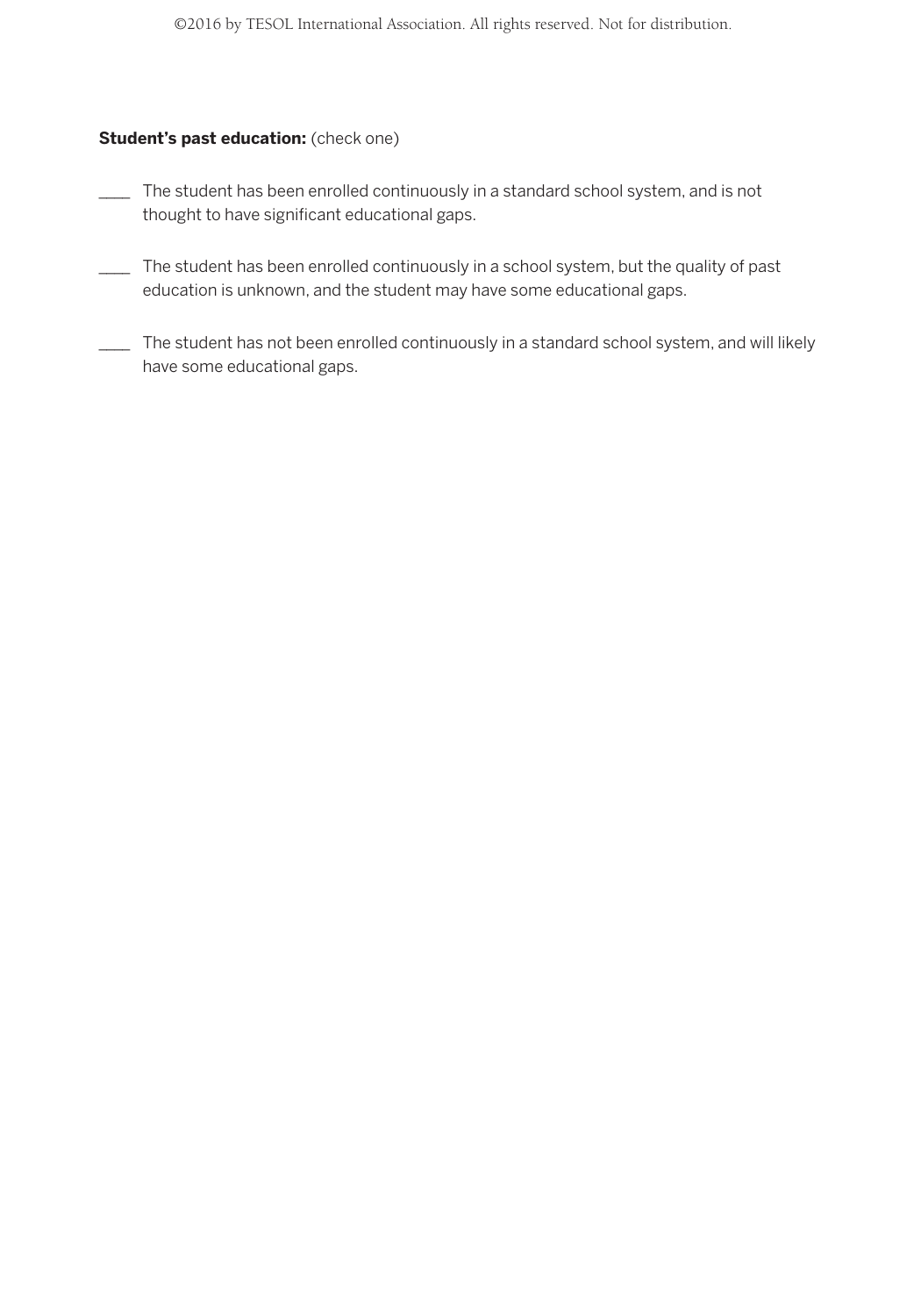**Student's past education:** (check one)

____ The student has been enrolled continuously in a standard school system, and is not thought to have significant educational gaps.

____ The student has been enrolled continuously in a school system, but the quality of past education is unknown, and the student may have some educational gaps.

____ The student has not been enrolled continuously in a standard school system, and will likely have some educational gaps.